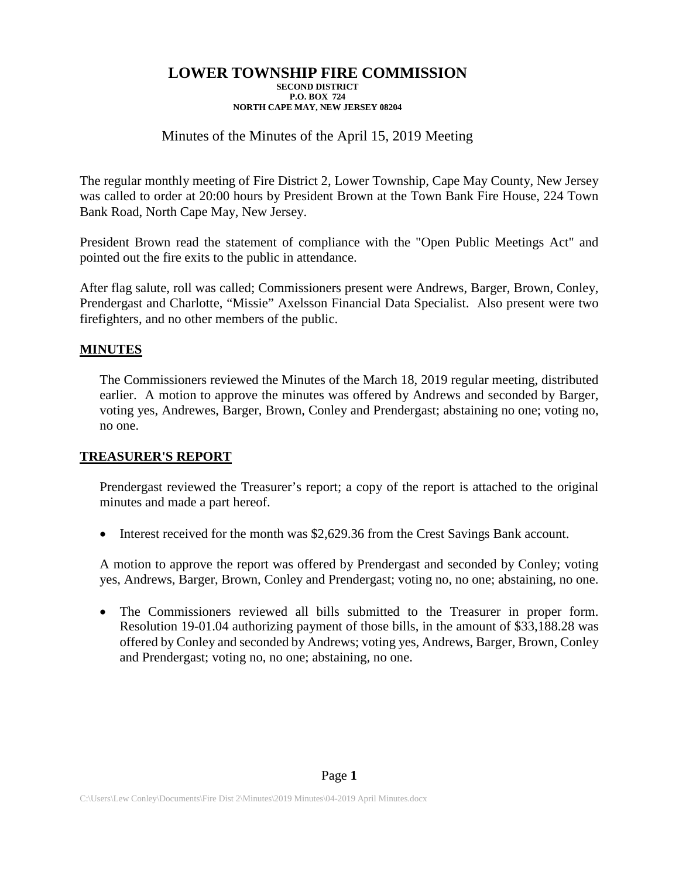# LOWER TOWNSHIP FIRE COMMISSION

**SECOND DISTRICT**
**P.O. BOX 724**
**NORTH CAPE MAY, NEW JERSEY 08204**

Minutes of the Minutes of the April 15, 2019 Meeting

The regular monthly meeting of Fire District 2, Lower Township, Cape May County, New Jersey was called to order at 20:00 hours by President Brown at the Town Bank Fire House, 224 Town Bank Road, North Cape May, New Jersey.

President Brown read the statement of compliance with the "Open Public Meetings Act" and pointed out the fire exits to the public in attendance.

After flag salute, roll was called; Commissioners present were Andrews, Barger, Brown, Conley, Prendergast and Charlotte, "Missie" Axelsson Financial Data Specialist. Also present were two firefighters, and no other members of the public.

## MINUTES

The Commissioners reviewed the Minutes of the March 18, 2019 regular meeting, distributed earlier. A motion to approve the minutes was offered by Andrews and seconded by Barger, voting yes, Andrewes, Barger, Brown, Conley and Prendergast; abstaining no one; voting no, no one.

## TREASURER'S REPORT

Prendergast reviewed the Treasurer's report; a copy of the report is attached to the original minutes and made a part hereof.

- Interest received for the month was $2,629.36 from the Crest Savings Bank account.

A motion to approve the report was offered by Prendergast and seconded by Conley; voting yes, Andrews, Barger, Brown, Conley and Prendergast; voting no, no one; abstaining, no one.

- The Commissioners reviewed all bills submitted to the Treasurer in proper form. Resolution 19-01.04 authorizing payment of those bills, in the amount of $33,188.28 was offered by Conley and seconded by Andrews; voting yes, Andrews, Barger, Brown, Conley and Prendergast; voting no, no one; abstaining, no one.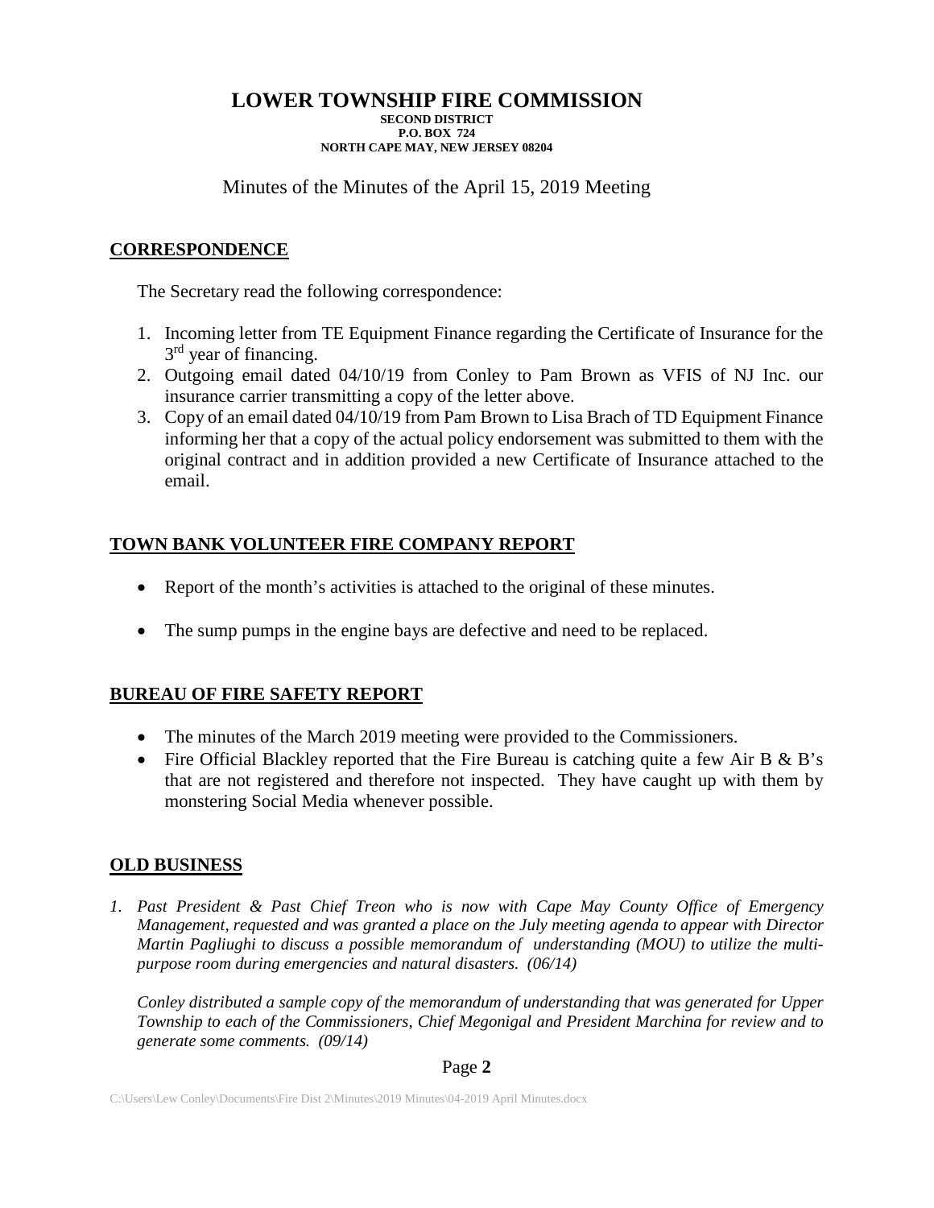# LOWER TOWNSHIP FIRE COMMISSION

**SECOND DISTRICT**
**P.O. BOX 724**
**NORTH CAPE MAY, NEW JERSEY 08204**

Minutes of the Minutes of the April 15, 2019 Meeting

## CORRESPONDENCE

The Secretary read the following correspondence:

1. Incoming letter from TE Equipment Finance regarding the Certificate of Insurance for the 3rd year of financing.
2. Outgoing email dated 04/10/19 from Conley to Pam Brown as VFIS of NJ Inc. our insurance carrier transmitting a copy of the letter above.
3. Copy of an email dated 04/10/19 from Pam Brown to Lisa Brach of TD Equipment Finance informing her that a copy of the actual policy endorsement was submitted to them with the original contract and in addition provided a new Certificate of Insurance attached to the email.

## TOWN BANK VOLUNTEER FIRE COMPANY REPORT

- Report of the month's activities is attached to the original of these minutes.
- The sump pumps in the engine bays are defective and need to be replaced.

## BUREAU OF FIRE SAFETY REPORT

- The minutes of the March 2019 meeting were provided to the Commissioners.
- Fire Official Blackley reported that the Fire Bureau is catching quite a few Air B & B's that are not registered and therefore not inspected. They have caught up with them by monstering Social Media whenever possible.

## OLD BUSINESS

1. *Past President & Past Chief Treon who is now with Cape May County Office of Emergency Management, requested and was granted a place on the July meeting agenda to appear with Director Martin Pagliughi to discuss a possible memorandum of understanding (MOU) to utilize the multi-purpose room during emergencies and natural disasters. (06/14)*

   *Conley distributed a sample copy of the memorandum of understanding that was generated for Upper Township to each of the Commissioners, Chief Megonigal and President Marchina for review and to generate some comments. (09/14)*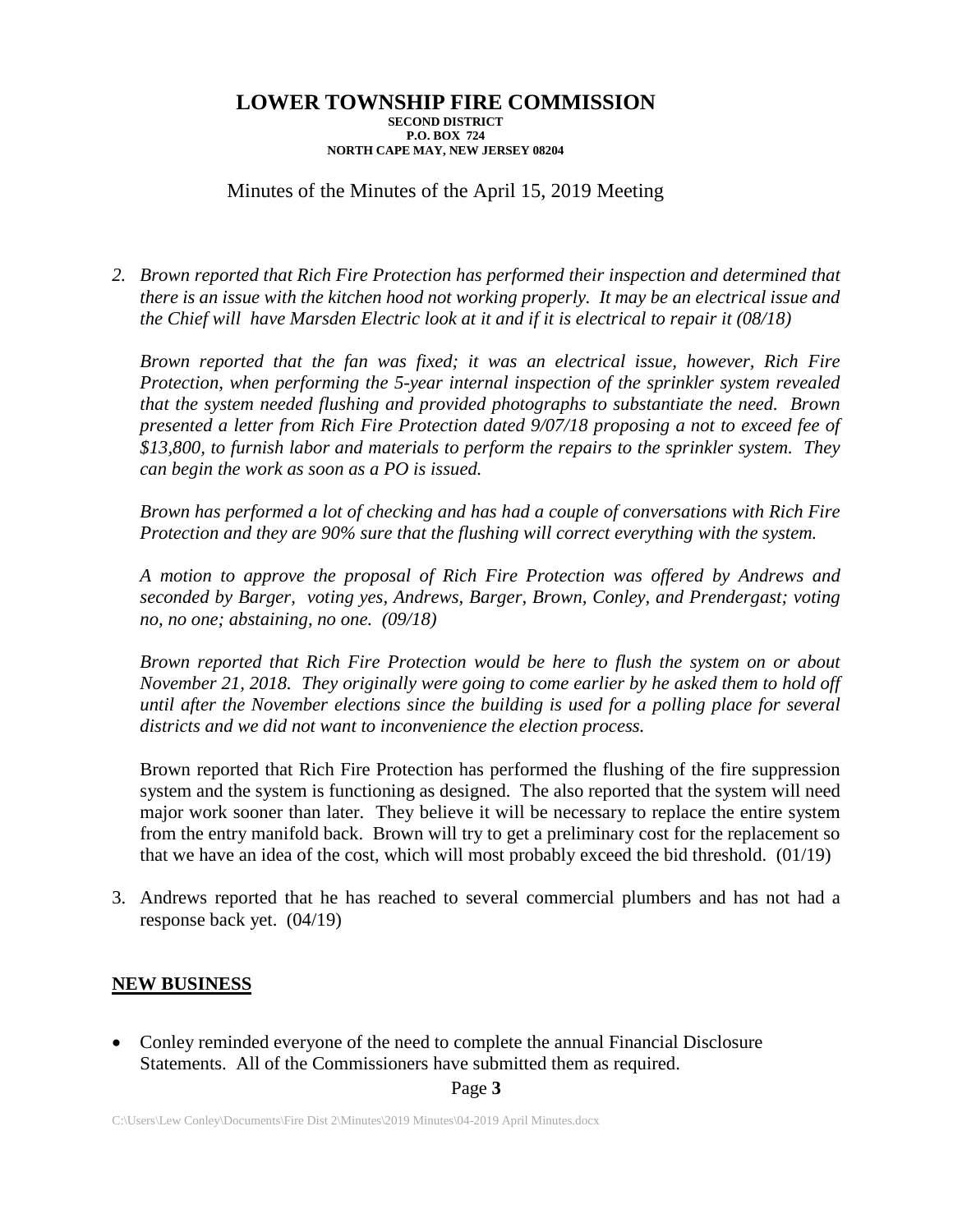# LOWER TOWNSHIP FIRE COMMISSION

**SECOND DISTRICT**
**P.O. BOX 724**
**NORTH CAPE MAY, NEW JERSEY 08204**

Minutes of the Minutes of the April 15, 2019 Meeting

2. *Brown reported that Rich Fire Protection has performed their inspection and determined that there is an issue with the kitchen hood not working properly. It may be an electrical issue and the Chief will have Marsden Electric look at it and if it is electrical to repair it (08/18)*

   *Brown reported that the fan was fixed; it was an electrical issue, however, Rich Fire Protection, when performing the 5-year internal inspection of the sprinkler system revealed that the system needed flushing and provided photographs to substantiate the need. Brown presented a letter from Rich Fire Protection dated 9/07/18 proposing a not to exceed fee of $13,800, to furnish labor and materials to perform the repairs to the sprinkler system. They can begin the work as soon as a PO is issued.*

   *Brown has performed a lot of checking and has had a couple of conversations with Rich Fire Protection and they are 90% sure that the flushing will correct everything with the system.*

   *A motion to approve the proposal of Rich Fire Protection was offered by Andrews and seconded by Barger, voting yes, Andrews, Barger, Brown, Conley, and Prendergast; voting no, no one; abstaining, no one. (09/18)*

   *Brown reported that Rich Fire Protection would be here to flush the system on or about November 21, 2018. They originally were going to come earlier by he asked them to hold off until after the November elections since the building is used for a polling place for several districts and we did not want to inconvenience the election process.*

   Brown reported that Rich Fire Protection has performed the flushing of the fire suppression system and the system is functioning as designed. The also reported that the system will need major work sooner than later. They believe it will be necessary to replace the entire system from the entry manifold back. Brown will try to get a preliminary cost for the replacement so that we have an idea of the cost, which will most probably exceed the bid threshold. (01/19)

3. Andrews reported that he has reached to several commercial plumbers and has not had a response back yet. (04/19)

## NEW BUSINESS

- Conley reminded everyone of the need to complete the annual Financial Disclosure Statements. All of the Commissioners have submitted them as required.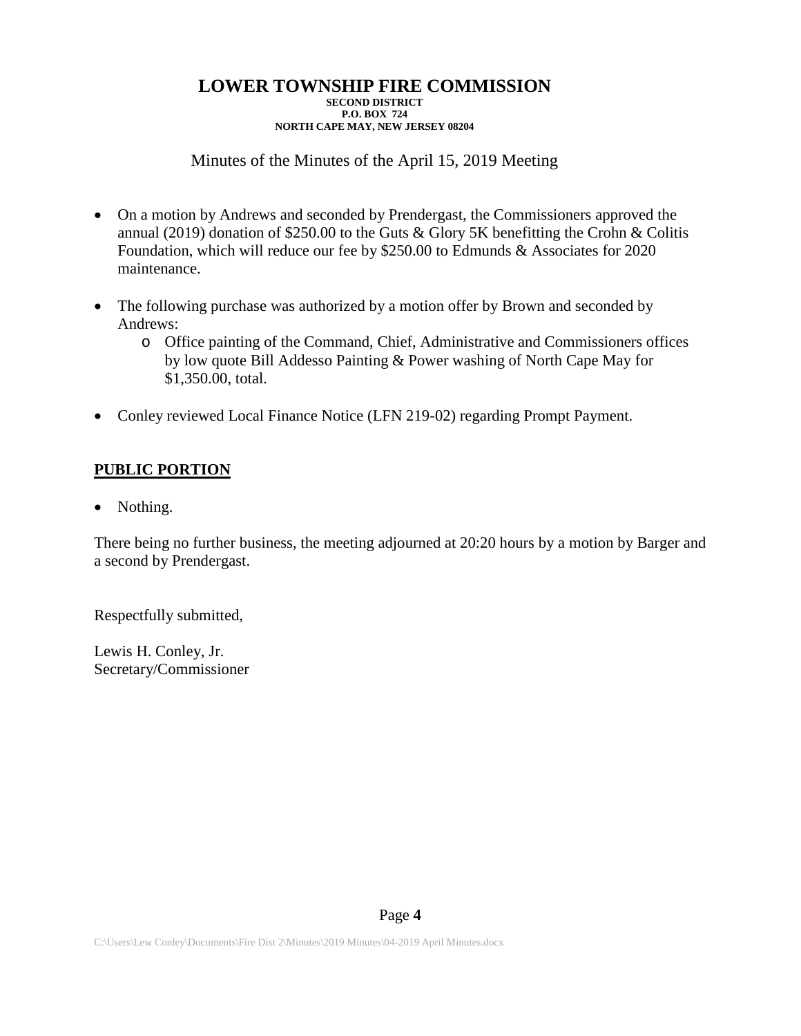**LOWER TOWNSHIP FIRE COMMISSION**
**SECOND DISTRICT**
**P.O. BOX 724**
**NORTH CAPE MAY, NEW JERSEY 08204**

Minutes of the Minutes of the April 15, 2019 Meeting

- On a motion by Andrews and seconded by Prendergast, the Commissioners approved the annual (2019) donation of $250.00 to the Guts & Glory 5K benefitting the Crohn & Colitis Foundation, which will reduce our fee by $250.00 to Edmunds & Associates for 2020 maintenance.

- The following purchase was authorized by a motion offer by Brown and seconded by Andrews:
  - Office painting of the Command, Chief, Administrative and Commissioners offices by low quote Bill Addesso Painting & Power washing of North Cape May for $1,350.00, total.

- Conley reviewed Local Finance Notice (LFN 219-02) regarding Prompt Payment.

**PUBLIC PORTION**

- Nothing.

There being no further business, the meeting adjourned at 20:20 hours by a motion by Barger and a second by Prendergast.

Respectfully submitted,

Lewis H. Conley, Jr.
Secretary/Commissioner